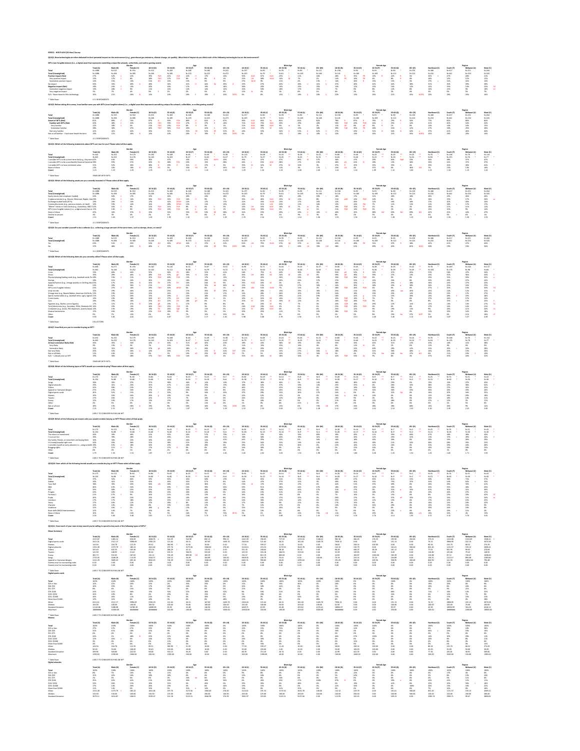230811 - NOD FLASH (24 Hour) Survey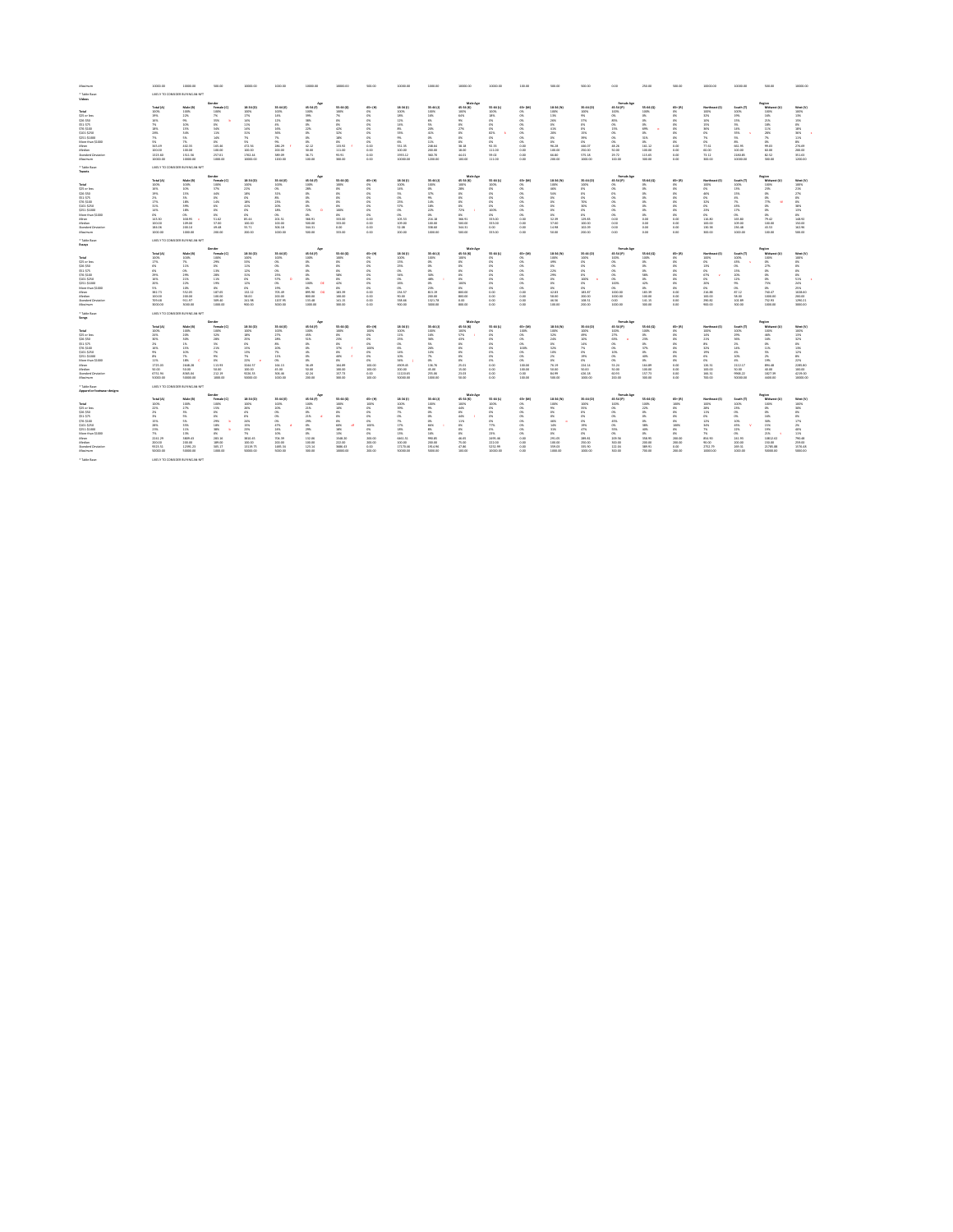| Maximum | 10000.00 | 10000.00 | 300.00 | 10000.00 | 1000.00 | 10000.00 | 10000.00 | 500.00 | 10000.00 | 1000.00 | 10000.00 | 10000.00 | 100.00 | 300.00 | 500.00 | 0.00 | 250.00 | 500.00 | 10000.00 | 10000.00 | 500.00 | 10000.00 |
|---|---|---|---|---|---|---|---|---|---|---|---|---|---|---|---|---|---|---|---|---|---|

* Table Base: LIKELY TO CONSIDER BUYING AN NFT

**Videos**

| | | Gender | | Age | | | | | Male Age | | | | | Female Age | | | | | Region | | | |
|---|---|---|---|---|---|---|---|---|---|---|---|---|---|---|---|---|---|---|---|---|---|---|
| | Total (A) | Male (B) | Female (C) | 18-34 (D) | 35-44 (E) | 45-54 (F) | 55-64 (G) | 65+ (H) | 18-34 (I) | 35-44 (J) | 45-54 (K) | 55-64 (L) | 65+ (M) | 18-34 (N) | 35-44 (O) | 45-54 (P) | 55-64 (Q) | 65+ (R) | Northeast (S) | South (T) | Midwest (U) | West (V) |
| Total | 100% | 100% | 100% | 100% | 100% | 100% | 100% | 0% | 100% | 100% | 100% | 100% | 0% | 100% | 100% | 100% | 100% | 0% | 100% | 100% | 100% | 100% |
| $25 or less | 19% | 22% | 7% | 17% | 14% | 9% | 7% | 0% | 18% | 16% | 64% | 18% | 0% | 13% | 9% | 0% | 0% | 0% | 11% | 19% | 18% | 13% |
| $26-$50 | 16% | 9% | 35% | 16% | 11% | 38% | 8% | 0% | 12% | 8% | 0% | 0% | 0% | 26% | 37% | 80% | 0% | 0% | 16% | 15% | 21% | 15% |
| $51-$75 | 7% | 10% | 0% | 11% | 3% | 0% | 0% | 0% | 14% | 5% | 0% | 0% | 0% | 0% | 6% | 0% | 0% | 0% | 15% | 9% | 18% | 8% |
| $76-$100 | 18% | 15% | 34% | 14% | 16% | 22% | 42% | 0% | 8% | 29% | 27% | 0% | 0% | 41% | 8% | 15% | 69% | 0% | 30% | 14% | 11% | 28% |
| $101-$250 | 19% | 16% | 13% | 31% | 50% | 0% | 32% | 0% | 35% | 8% | 8% | 83% | 0% | 20% | 15% | 0% | 0% | 0% | 0% | 55% | 28% | 36% |
| $251-$1000 | 7% | 5% | 16% | 7% | 7% | 38% | 0% | 0% | 9% | 40% | 0% | 0% | 0% | 0% | 39% | 0% | 31% | 0% | 7% | 5% | 7% | 11% |
| More than $1000 | 5% | 7% | 0% | 5% | 9% | 0% | 0% | 0% | 2% | 11% | 0% | 0% | 0% | 0% | 0% | 0% | 0% | 0% | 0% | 8% | 3% | 8% |
| Mean | 345.49 | 432.35 | 145.46 | 472.55 | 285.29 | 42.12 | 133.93 | 0.00 | 352.15 | 258.84 | 96.18 | 91.35 | 0.00 | 94.24 | 448.07 | 48.26 | 161.12 | 0.00 | 77.55 | 461.95 | 99.83 | 274.49 |
| Median | 100.00 | 100.00 | 100.00 | 100.00 | 200.00 | 50.00 | 111.00 | 0.00 | 100.00 | 200.00 | 18.00 | 111.00 | 0.00 | 100.00 | 250.00 | 50.00 | 100.00 | 0.00 | 60.00 | 100.00 | 60.00 | 200.00 |
| Standard Deviation | 1313.48 | 1511.30 | 257.01 | 1760.44 | 989.89 | 36.71 | 83.91 | 0.00 | 1393.12 | 384.76 | 44.01 | 39.02 | 0.00 | 84.80 | 575.15 | 29.72 | 115.65 | 0.00 | 71.12 | 1583.80 | 82.52 | 351.63 |
| Maximum | 10000.00 | 10000.00 | 1000.00 | 10000.00 | 1000.00 | 100.00 | 300.00 | 0.00 | 10000.00 | 1200.00 | 100.00 | 111.00 | 0.00 | 200.00 | 1000.00 | 100.00 | 300.00 | 0.00 | 300.00 | 10000.00 | 300.00 | 1000.00 |

* Table Base: LIKELY TO CONSIDER BUYING AN NFT

**Tweets**

| | | Gender | | Age | | | | | Male Age | | | | | Female Age | | | | | Region | | | |
|---|---|---|---|---|---|---|---|---|---|---|---|---|---|---|---|---|---|---|---|---|---|---|
| | Total (A) | Male (B) | Female (C) | 18-34 (D) | 35-44 (E) | 45-54 (F) | 55-64 (G) | 65+ (H) | 18-34 (I) | 35-44 (J) | 45-54 (K) | 55-64 (L) | 65+ (M) | 18-34 (N) | 35-44 (O) | 45-54 (P) | 55-64 (Q) | 65+ (R) | Northeast (S) | South (T) | Midwest (U) | West (V) |
| Total | 100% | 100% | 100% | 100% | 100% | 100% | 100% | 0% | 100% | 100% | 100% | 100% | 0% | 100% | 100% | 0% | 0% | 0% | 100% | 100% | 100% | 100% |
| $25 or less | 16% | 10% | 7% | 22% | 0% | 28% | 0% | 0% | 13% | 0% | 28% | 0% | 0% | 46% | 0% | 0% | 0% | 0% | 0% | 13% | 23% | 21% |
| $26-$50 | 19% | 15% | 34% | 18% | 51% | 0% | 0% | 0% | 9% | 37% | 0% | 0% | 0% | 54% | 0% | 0% | 0% | 0% | 46% | 53% | 0% | 27% |
| $51-$75 | 2% | 3% | 0% | 3% | 8% | 0% | 0% | 0% | 0% | 9% | 0% | 0% | 0% | 0% | 0% | 0% | 0% | 0% | 0% | 4% | 0% | 0% |
| $76-$100 | 17% | 18% | 14% | 18% | 23% | 0% | 0% | 0% | 25% | 14% | 0% | 0% | 0% | 0% | 70% | 0% | 0% | 0% | 10% | 7% | 77% | 9% |
| $101-$250 | 31% | 39% | 6% | 41% | 20% | 0% | 0% | 0% | 37% | 18% | 0% | 0% | 0% | 0% | 30% | 0% | 0% | 0% | 67% | 14% | 0% | 38% |
| $251-$1000 | 14% | 18% | 0% | 0% | 19% | 72% | 100% | 0% | 0% | 22% | 72% | 100% | 0% | 0% | 0% | 0% | 0% | 0% | 23% | 17% | 0% | 15% |
| More than $1000 | 0% | 0% | 0% | 0% | 0% | 0% | 0% | 0% | 0% | 0% | 0% | 0% | 0% | 0% | 0% | 0% | 0% | 0% | 0% | 0% | 0% | 0% |
| Mean | 143.50 | 168.99 | 51.62 | 85.44 | 201.51 | 384.91 | 333.00 | 0.00 | 105.53 | 216.18 | 384.91 | 333.00 | 0.00 | 32.99 | 129.93 | 0.00 | 0.00 | 0.00 | 116.80 | 101.88 | 79.42 | 148.92 |
| Median | 100.00 | 139.00 | 37.60 | 100.00 | 100.00 | 500.00 | 333.00 | 0.00 | 100.00 | 100.00 | 500.00 | 333.00 | 0.00 | 37.00 | 100.00 | 0.00 | 0.00 | 0.00 | 100.00 | 100.00 | 100.00 | 150.00 |
| Standard Deviation | 183.06 | 200.15 | 49.44 | 95.71 | 300.18 | 160.31 | 0.00 | 0.00 | 31.38 | 298.88 | 160.31 | 0.00 | 0.00 | 14.98 | 102.09 | 0.00 | 0.00 | 0.00 | 130.98 | 136.48 | 35.53 | 162.96 |
| Maximum | 1000.00 | 1000.00 | 200.00 | 300.00 | 1000.00 | 500.00 | 333.00 | 0.00 | 200.00 | 1000.00 | 500.00 | 333.00 | 0.00 | 50.00 | 200.00 | 0.00 | 0.00 | 0.00 | 300.00 | 1000.00 | 100.00 | 500.00 |

* Table Base: LIKELY TO CONSIDER BUYING AN NFT

**Essays**

| | | Gender | | Age | | | | | Male Age | | | | | Female Age | | | | | Region | | | |
|---|---|---|---|---|---|---|---|---|---|---|---|---|---|---|---|---|---|---|---|---|---|---|
| | Total (A) | Male (B) | Female (C) | 18-34 (D) | 35-44 (E) | 45-54 (F) | 55-64 (G) | 65+ (H) | 18-34 (I) | 35-44 (J) | 45-54 (K) | 55-64 (L) | 65+ (M) | 18-34 (N) | 35-44 (O) | 45-54 (P) | 55-64 (Q) | 65+ (R) | Northeast (S) | South (T) | Midwest (U) | West (V) |
| Total | 100% | 100% | 100% | 100% | 100% | 100% | 100% | 0% | 100% | 100% | 100% | 0% | 0% | 100% | 100% | 100% | 100% | 0% | 100% | 100% | 100% | 100% |
| $25 or less | 17% | 7% | 29% | 33% | 0% | 0% | 0% | 0% | 15% | 0% | 0% | 0% | 0% | 19% | 0% | 0% | 0% | 0% | 0% | 15% | 0% | 8% |
| $26-$50 | 6% | 11% | 0% | 11% | 0% | 0% | 0% | 0% | 25% | 0% | 0% | 0% | 0% | 0% | 0% | 0% | 0% | 0% | 13% | 0% | 27% | 0% |
| $51-$75 | 6% | 0% | 13% | 12% | 0% | 0% | 0% | 0% | 0% | 0% | 0% | 0% | 0% | 22% | 0% | 0% | 0% | 0% | 0% | 25% | 0% | 0% |
| $76-$100 | 29% | 29% | 28% | 41% | 25% | 0% | 0% | 0% | 25% | 50% | 0% | 0% | 0% | 29% | 0% | 0% | 58% | 0% | 0% | 10% | 0% | 38% |
| $101-$250 | 16% | 21% | 11% | 0% | 57% | 0% | 0% | 0% | 34% | 48% | 0% | 0% | 0% | 0% | 100% | 0% | 0% | 0% | 67% | 0% | 0% | 51% |
| $251-$1000 | 16% | 13% | 12% | 0% | 0% | 100% | 42% | 0% | 19% | 0% | 100% | 0% | 0% | 0% | 0% | 100% | 42% | 0% | 20% | 12% | 75% | 0% |
| More than $1000 | 9% | 19% | 8% | 0% | 19% | 0% | 0% | 0% | 0% | 23% | 0% | 0% | 0% | 0% | 0% | 0% | 0% | 0% | 0% | 9% | 0% | 29% |
| Mean | 582.73 | 752.05 | 187.40 | 131.12 | 905.49 | 899.90 | 183.99 | 0.00 | 156.57 | 863.39 | 860.00 | 0.00 | 0.00 | 62.83 | 183.87 | 1000.00 | 180.59 | 0.00 | 116.88 | 87.12 | 750.47 | 1028.60 |
| Median | 100.00 | 200.00 | 100.00 | 98.00 | 200.00 | 800.00 | 100.00 | 0.00 | 90.00 | 200.00 | 800.00 | 0.00 | 0.00 | 58.00 | 200.00 | 1000.00 | 100.00 | 0.00 | 100.00 | 78.00 | 1000.00 | 200.00 |
| Standard Deviation | 709.68 | 912.97 | 309.40 | 241.98 | 1207.95 | 173.48 | 161.35 | 0.00 | 338.66 | 1321.78 | 0.00 | 0.00 | 0.00 | 46.56 | 108.51 | 0.00 | 116.15 | 0.00 | 290.82 | 105.89 | 732.93 | 1290.11 |
| Maximum | 3000.00 | 3000.00 | 1000.00 | 900.00 | 3000.00 | 1000.00 | 300.00 | 0.00 | 900.00 | 3000.00 | 800.00 | 0.00 | 0.00 | 100.00 | 200.00 | 1000.00 | 300.00 | 0.00 | 900.00 | 300.00 | 1000.00 | 3000.00 |

* Table Base: LIKELY TO CONSIDER BUYING AN NFT

**Songs**

| | | Gender | | Age | | | | | Male Age | | | | | Female Age | | | | | Region | | | |
|---|---|---|---|---|---|---|---|---|---|---|---|---|---|---|---|---|---|---|---|---|---|---|
| | Total (A) | Male (B) | Female (C) | 18-34 (D) | 35-44 (E) | 45-54 (F) | 55-64 (G) | 65+ (H) | 18-34 (I) | 35-44 (J) | 45-54 (K) | 55-64 (L) | 65+ (M) | 18-34 (N) | 35-44 (O) | 45-54 (P) | 55-64 (Q) | 65+ (R) | Northeast (S) | South (T) | Midwest (U) | West (V) |
| Total | 100% | 100% | 100% | 100% | 100% | 100% | 100% | 100% | 100% | 100% | 100% | 0% | 100% | 100% | 100% | 100% | 100% | 0% | 100% | 100% | 100% | 100% |
| $25 or less | 24% | 24% | 32% | 18% | 27% | 45% | 0% | 0% | 11% | 18% | 57% | 0% | 0% | 32% | 49% | 27% | 0% | 0% | 16% | 29% | 48% | 13% |
| $26-$50 | 30% | 30% | 28% | 29% | 28% | 31% | 25% | 0% | 23% | 36% | 43% | 0% | 0% | 20% | 10% | 43% | 23% | 0% | 21% | 36% | 14% | 32% |
| $51-$75 | 2% | 1% | 5% | 0% | 0% | 0% | 0% | 0% | 0% | 5% | 0% | 0% | 0% | 0% | 14% | 0% | 0% | 0% | 8% | 0% | 0% | 0% |
| $76-$100 | 16% | 15% | 21% | 15% | 10% | 0% | 37% | 100% | 6% | 26% | 0% | 0% | 100% | 32% | 7% | 0% | 37% | 0% | 15% | 14% | 11% | 19% |
| $101-$250 | 9% | 10% | 7% | 13% | 0% | 0% | 0% | 0% | 14% | 15% | 0% | 0% | 0% | 16% | 0% | 0% | 0% | 0% | 19% | 8% | 9% | 12% |
| $251-$1000 | 8% | 7% | 9% | 7% | 11% | 0% | 40% | 0% | 10% | 7% | 0% | 0% | 0% | 0% | 19% | 0% | 40% | 0% | 0% | 8% | 2% | 8% |
| More than $1000 | 11% | 18% | 6% | 22% | 6% | 0% | 0% | 0% | 34% | 0% | 0% | 0% | 0% | 0% | 0% | 0% | 0% | 0% | 0% | 0% | 19% | 22% |
| Mean | 1725.03 | 2048.28 | 113.93 | 3244.57 | 161.13 | 36.49 | 164.89 | 100.00 | 4929.05 | 135.78 | 25.01 | 0.00 | 100.00 | 74.19 | 214.15 | 55.24 | 164.89 | 0.00 | 130.31 | 2212.17 | 896.48 | 2205.60 |
| Median | 50.00 | 50.00 | 50.00 | 100.00 | 45.00 | 50.00 | 100.00 | 100.00 | 200.00 | 45.00 | 15.00 | 0.00 | 100.00 | 50.00 | 50.00 | 50.00 | 100.00 | 0.00 | 100.00 | 50.00 | 45.00 | 100.00 |
| Standard Deviation | 6751.96 | 8380.44 | 212.99 | 9330.35 | 346.46 | 12.26 | 157.73 | 0.00 | 11313.65 | 255.05 | 23.03 | 0.00 | 0.00 | 58.80 | 436.15 | 40.93 | 157.73 | 0.00 | 181.51 | 9988.20 | 1827.59 | 6239.00 |
| Maximum | 50000.00 | 50000.00 | 1000.00 | 50000.00 | 1000.00 | 50.00 | 300.00 | 100.00 | 50000.00 | 1000.00 | 50.00 | 0.00 | 100.00 | 200.00 | 1000.00 | 200.00 | 300.00 | 0.00 | 700.00 | 50000.00 | 5000.00 | 30000.00 |

* Table Base: LIKELY TO CONSIDER BUYING AN NFT

**Apparel or footwear designs**

| | | Gender | | Age | | | | | Male Age | | | | | Female Age | | | | | Region | | | |
|---|---|---|---|---|---|---|---|---|---|---|---|---|---|---|---|---|---|---|---|---|---|---|
| | Total (A) | Male (B) | Female (C) | 18-34 (D) | 35-44 (E) | 45-54 (F) | 55-64 (G) | 65+ (H) | 18-34 (I) | 35-44 (J) | 45-54 (K) | 55-64 (L) | 65+ (M) | 18-34 (N) | 35-44 (O) | 45-54 (P) | 55-64 (Q) | 65+ (R) | Northeast (S) | South (T) | Midwest (U) | West (V) |
| Total | 100% | 100% | 100% | 100% | 100% | 100% | 100% | 100% | 100% | 100% | 100% | 100% | 0% | 100% | 100% | 100% | 100% | 100% | 100% | 100% | 100% | 100% |
| $25 or less | 22% | 17% | 19% | 30% | 10% | 0% | 18% | 100% | 9% | 8% | 60% | 0% | 0% | 9% | 0% | 0% | 22% | 100% | 28% | 25% | 38% | 8% |
| $26-$50 | 9% | 9% | 0% | 6% | 0% | 0% | 0% | 0% | 7% | 8% | 0% | 0% | 0% | 0% | 4% | 0% | 0% | 0% | 11% | 0% | 0% | 8% |
| $51-$75 | 3% | 5% | 0% | 6% | 0% | 21% | 0% | 0% | 0% | 0% | 44% | 0% | 0% | 0% | 0% | 0% | 0% | 0% | 0% | 0% | 18% | 8% |
| $76-$100 | 15% | 5% | 29% | 16% | 17% | 2% | 0% | 0% | 7% | 11% | 0% | 0% | 0% | 36% | 0% | 45% | 0% | 0% | 12% | 50% | 0% | 17% |
| $101-$250 | 28% | 35% | 18% | 26% | 47% | 29% | 38% | 0% | 17% | 56% | 0% | 77% | 0% | 14% | 39% | 0% | 38% | 100% | 56% | 43% | 15% | 2% |
| $251-$1000 | 23% | 15% | 38% | 23% | 26% | 29% | 38% | 0% | 38% | 8% | 0% | 0% | 0% | 32% | 47% | 55% | 40% | 0% | 7% | 22% | 19% | 46% |
| More than $1000 | 7% | 13% | 6% | 7% | 10% | 0% | 23% | 0% | 13% | 16% | 0% | 23% | 0% | 0% | 0% | 0% | 0% | 0% | 7% | 0% | 21% | 11% |
| Mean | 2212.29 | 3809.43 | 283.16 | 3830.45 | 704.59 | 132.86 | 2548.20 | 200.00 | 6461.31 | 998.80 | 46.49 | 2495.16 | 0.00 | 293.09 | 289.41 | 309.56 | 358.95 | 200.00 | 854.90 | 241.95 | 10812.62 | 795.68 |
| Median | 200.00 | 219.50 | 189.00 | 300.00 | 200.00 | 100.00 | 222.00 | 200.00 | 200.00 | 200.00 | 75.00 | 211.00 | 0.00 | 150.00 | 250.00 | 300.00 | 200.00 | 200.00 | 94.00 | 200.00 | 100.00 | 250.00 |
| Standard Deviation | 9415.16 | 12390.23 | 309.17 | 13139.75 | 1485.16 | 125.14 | 3806.43 | 0.00 | 17170.66 | 1904.86 | 47.86 | 5252.99 | 0.00 | 398.03 | 235.90 | 111.16 | 389.91 | 0.00 | 2752.79 | 189.31 | 21785.86 | 1570.44 |
| Maximum | 50000.00 | 50000.00 | 1000.00 | 50000.00 | 9000.00 | 300.00 | 10000.00 | 200.00 | 50000.00 | 9000.00 | 100.00 | 10000.00 | 0.00 | 1000.00 | 1000.00 | 500.00 | 700.00 | 200.00 | 10000.00 | 1000.00 | 50000.00 | 5000.00 |

* Table Base: LIKELY TO CONSIDER BUYING AN NFT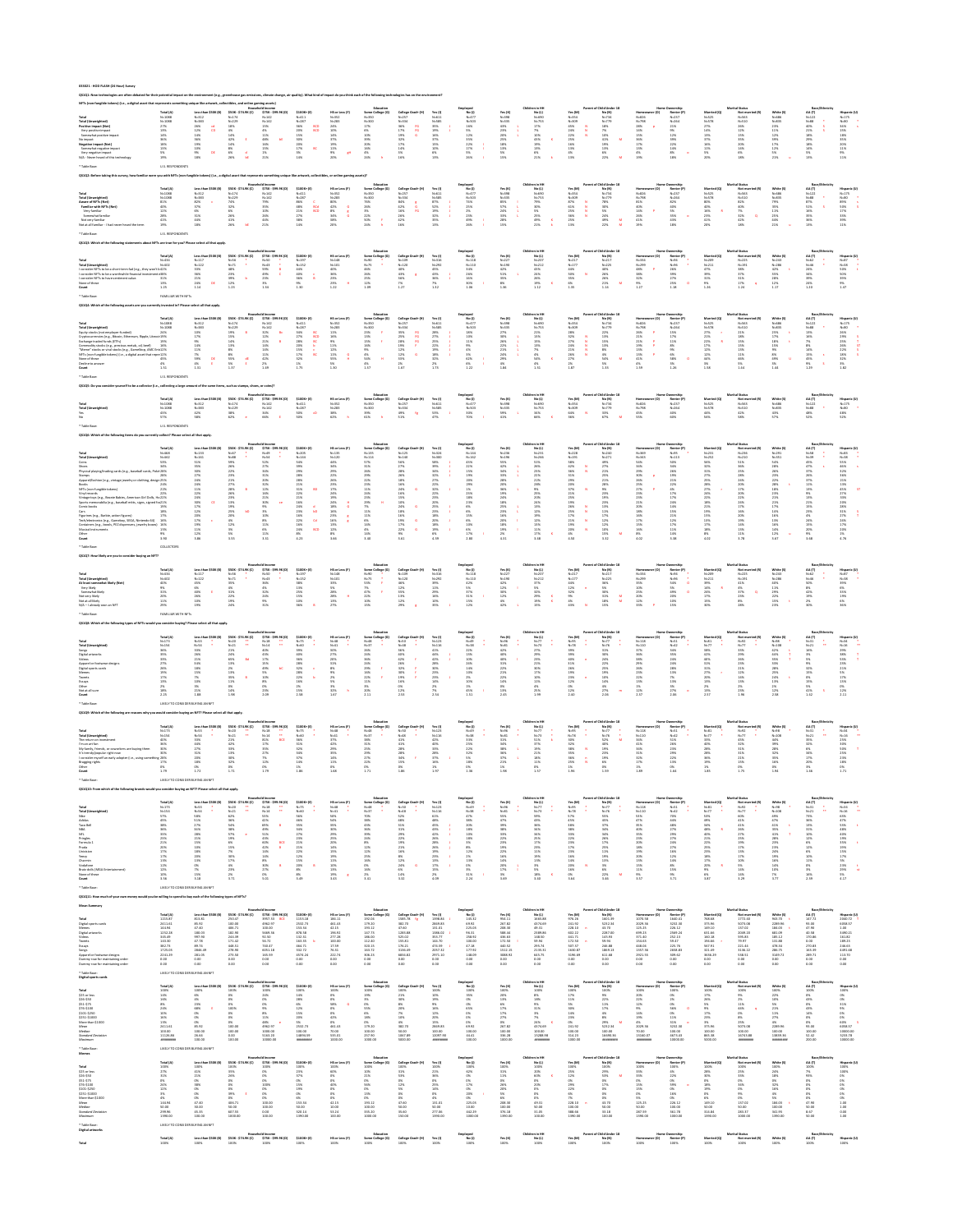031021 - HOD FLASH (24 Hour) Survey

**QS1Q1: New technologies are often debated for their potential impact on the environment (e.g., greenhouse gas emissions, climate change, air quality). What kind of impact do you think each of the following technologies has on the environment?**

NFTs (non-fungible tokens) (i.e., a digital asset that represents something unique like artwork, collectibles, and online gaming assets)

* Table Base: U.S. RESPONDENTS

**QS1Q2: Before taking this survey, how familiar were you with NFTs (non-fungible tokens) (i.e., a digital asset that represents something unique like artwork, collectibles, and online gaming assets)?**

* Table Base: U.S. RESPONDENTS

**QS1Q3: Which of the following statements about NFTs are true for you? Please select all that apply.**

* Table Base: FAMILIAR WITH NFTS

**QS1Q4: Which of the following assets are you currently invested in? Please select all that apply.**

* Table Base: U.S. RESPONDENTS

**QS1Q5: Do you consider yourself to be a collector (i.e., collecting a large amount of the same items, such as stamps, shoes, or coins)?**

* Table Base: U.S. RESPONDENTS

**QS1Q6: Which of the following items do you currently collect? Please select all that apply.**

* Table Base: COLLECTORS

**QS1Q7: How likely are you to consider buying an NFT?**

* Table Base: FAMILIAR WITH NFTS

**QS1Q8: Which of the following types of NFTs would you consider buying? Please select all that apply.**

* Table Base: LIKELY TO CONSIDER BUYING AN NFT

**QS1Q9: Which of the following are reasons why you would consider buying an NFT? Please select all that apply.**

* Table Base: LIKELY TO CONSIDER BUYING AN NFT

**QS1Q10: From which of the following brands would you consider buying an NFT? Please select all that apply.**

* Table Base: LIKELY TO CONSIDER BUYING AN NFT

**QS1Q11: How much of your own money would you be willing to spend to buy each of the following types of NFTs?**

Mean Summary

* Table Base: LIKELY TO CONSIDER BUYING AN NFT

Digital sports cards

* Table Base: LIKELY TO CONSIDER BUYING AN NFT

Memes

* Table Base: LIKELY TO CONSIDER BUYING AN NFT

Digital artworks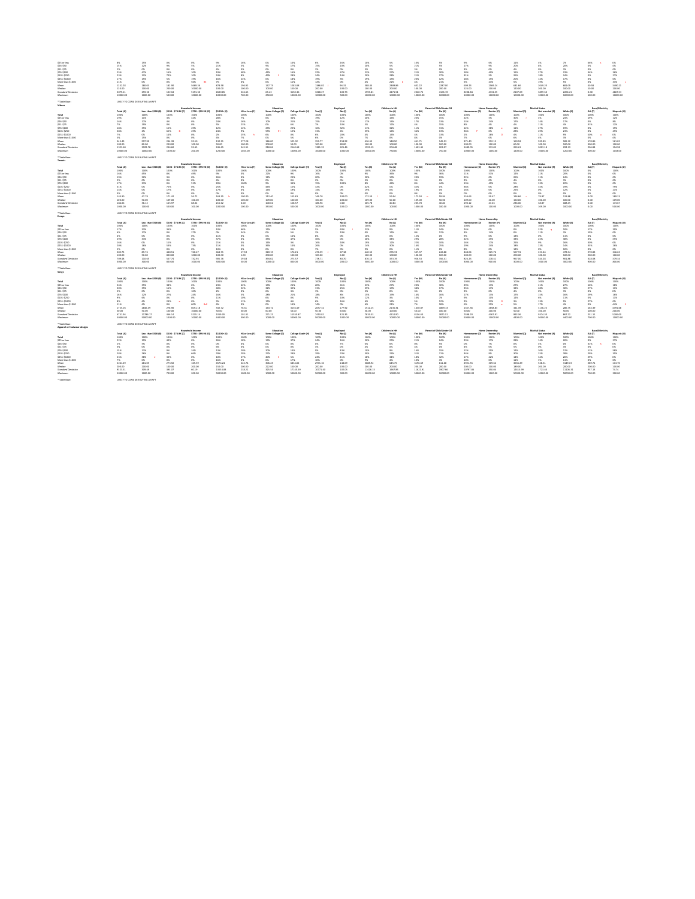* Table Base: LIKELY TO CONSIDER BUYING AN NFT

**Videos**

* Table Base: LIKELY TO CONSIDER BUYING AN NFT

**Tweets**

* Table Base: LIKELY TO CONSIDER BUYING AN NFT

**Essays**

* Table Base: LIKELY TO CONSIDER BUYING AN NFT

**Songs**

* Table Base: LIKELY TO CONSIDER BUYING AN NFT

**Apparel or footwear designs**

* Table Base: LIKELY TO CONSIDER BUYING AN NFT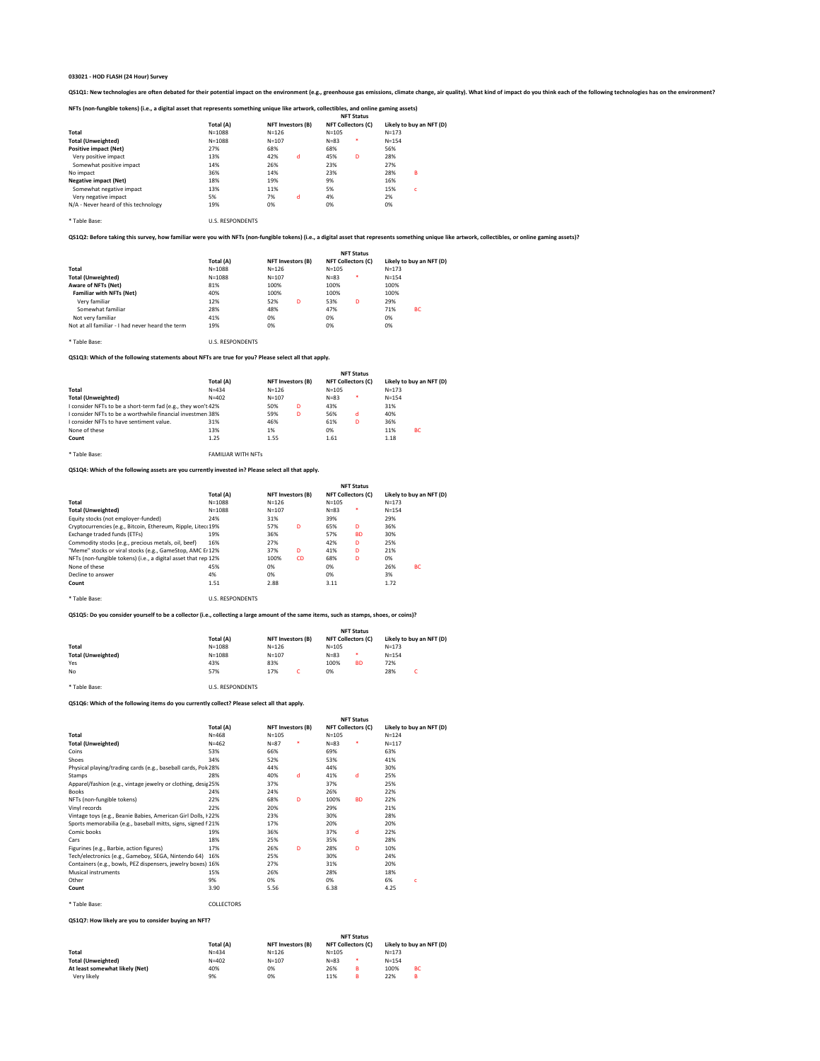**033021 - HOD FLASH (24 Hour) Survey**

**QS1Q1: New technologies are often debated for their potential impact on the environment (e.g., greenhouse gas emissions, climate change, air quality). What kind of impact do you think each of the following technologies has on the environment?**

**NFTs (non-fungible tokens) (i.e., a digital asset that represents something unique like artwork, collectibles, and online gaming assets)**

| | | NFT Status | | | | | |
|---|---|---|---|---|---|---|---|
| | Total (A) | NFT Investors (B) | | NFT Collectors (C) | | Likely to buy an NFT (D) | |
| **Total** | N=1088 | N=126 | | N=105 | | N=173 | |
| **Total (Unweighted)** | N=1088 | N=107 | | N=83 | * | N=154 | |
| **Positive impact (Net)** | 27% | 68% | | 68% | | 56% | |
| Very positive impact | 13% | 42% | d | 45% | D | 28% | |
| Somewhat positive impact | 14% | 26% | | 23% | | 27% | |
| No impact | 36% | 14% | | 23% | | 28% | B |
| **Negative impact (Net)** | 18% | 19% | | 9% | | 16% | |
| Somewhat negative impact | 13% | 11% | | 5% | | 15% | c |
| Very negative impact | 5% | 7% | d | 4% | | 2% | |
| N/A - Never heard of this technology | 19% | 0% | | 0% | | 0% | |

* Table Base: U.S. RESPONDENTS

**QS1Q2: Before taking this survey, how familiar were you with NFTs (non-fungible tokens) (i.e., a digital asset that represents something unique like artwork, collectibles, or online gaming assets)?**

| | | NFT Status | | | | | |
|---|---|---|---|---|---|---|---|
| | Total (A) | NFT Investors (B) | | NFT Collectors (C) | | Likely to buy an NFT (D) | |
| **Total** | N=1088 | N=126 | | N=105 | | N=173 | |
| **Total (Unweighted)** | N=1088 | N=107 | | N=83 | * | N=154 | |
| **Aware of NFTs (Net)** | 81% | 100% | | 100% | | 100% | |
| **Familiar with NFTs (Net)** | 40% | 100% | | 100% | | 100% | |
| Very familiar | 12% | 52% | D | 53% | D | 29% | |
| Somewhat familiar | 28% | 48% | | 47% | | 71% | BC |
| Not very familiar | 41% | 0% | | 0% | | 0% | |
| Not at all familiar - I had never heard the term | 19% | 0% | | 0% | | 0% | |

* Table Base: U.S. RESPONDENTS

**QS1Q3: Which of the following statements about NFTs are true for you? Please select all that apply.**

| | | NFT Status | | | | | |
|---|---|---|---|---|---|---|---|
| | Total (A) | NFT Investors (B) | | NFT Collectors (C) | | Likely to buy an NFT (D) | |
| **Total** | N=434 | N=126 | | N=105 | | N=173 | |
| **Total (Unweighted)** | N=402 | N=107 | | N=83 | * | N=154 | |
| I consider NFTs to be a short-term fad (e.g., they won't | 42% | 50% | D | 43% | | 31% | |
| I consider NFTs to be a worthwhile financial investmen | 38% | 59% | D | 56% | d | 40% | |
| I consider NFTs to have sentiment value. | 31% | 46% | | 61% | D | 36% | |
| None of these | 13% | 1% | | 0% | | 11% | BC |
| **Count** | 1.25 | 1.55 | | 1.61 | | 1.18 | |

* Table Base: FAMILIAR WITH NFTs

**QS1Q4: Which of the following assets are you currently invested in? Please select all that apply.**

| | | NFT Status | | | | | |
|---|---|---|---|---|---|---|---|
| | Total (A) | NFT Investors (B) | | NFT Collectors (C) | | Likely to buy an NFT (D) | |
| **Total** | N=1088 | N=126 | | N=105 | | N=173 | |
| **Total (Unweighted)** | N=1088 | N=107 | | N=83 | * | N=154 | |
| Equity stocks (not employer-funded) | 24% | 31% | | 39% | | 29% | |
| Cryptocurrencies (e.g., Bitcoin, Ethereum, Ripple, Litec | 19% | 57% | D | 65% | D | 36% | |
| Exchange traded funds (ETFs) | 19% | 36% | | 57% | BD | 30% | |
| Commodity stocks (e.g., precious metals, oil, beef) | 16% | 27% | | 42% | D | 25% | |
| "Meme" stocks or viral stocks (e.g., GameStop, AMC Er | 12% | 37% | D | 41% | D | 21% | |
| NFTs (non-fungible tokens) (i.e., a digital asset that rep | 12% | 100% | CD | 68% | D | 0% | |
| None of these | 45% | 0% | | 0% | | 26% | BC |
| Decline to answer | 4% | 0% | | 0% | | 3% | |
| **Count** | 1.51 | 2.88 | | 3.11 | | 1.72 | |

* Table Base: U.S. RESPONDENTS

**QS1Q5: Do you consider yourself to be a collector (i.e., collecting a large amount of the same items, such as stamps, shoes, or coins)?**

| | | NFT Status | | | | | |
|---|---|---|---|---|---|---|---|
| | Total (A) | NFT Investors (B) | | NFT Collectors (C) | | Likely to buy an NFT (D) | |
| **Total** | N=1088 | N=126 | | N=105 | | N=173 | |
| **Total (Unweighted)** | N=1088 | N=107 | | N=83 | * | N=154 | |
| Yes | 43% | 83% | | 100% | BD | 72% | |
| No | 57% | 17% | C | 0% | | 28% | C |

* Table Base: U.S. RESPONDENTS

**QS1Q6: Which of the following items do you currently collect? Please select all that apply.**

| | | NFT Status | | | | | |
|---|---|---|---|---|---|---|---|
| | Total (A) | NFT Investors (B) | | NFT Collectors (C) | | Likely to buy an NFT (D) | |
| **Total** | N=468 | N=105 | | N=105 | | N=124 | |
| **Total (Unweighted)** | N=462 | N=87 | * | N=83 | * | N=117 | |
| Coins | 53% | 66% | | 69% | | 63% | |
| Shoes | 34% | 52% | | 53% | | 41% | |
| Physical playing/trading cards (e.g., baseball cards, Pok | 28% | 44% | | 44% | | 30% | |
| Stamps | 28% | 40% | d | 41% | d | 25% | |
| Apparel/fashion (e.g., vintage jewelry or clothing, desig | 25% | 37% | | 37% | | 25% | |
| Books | 24% | 24% | | 26% | | 22% | |
| NFTs (non-fungible tokens) | 22% | 68% | D | 100% | BD | 22% | |
| Vinyl records | 22% | 20% | | 29% | | 21% | |
| Vintage toys (e.g., Beanie Babies, American Girl Dolls, I | 22% | 23% | | 30% | | 28% | |
| Sports memorabilia (e.g., baseball mitts, signs, signed f | 21% | 17% | | 20% | | 20% | |
| Comic books | 19% | 36% | | 37% | d | 22% | |
| Cars | 18% | 25% | | 35% | | 28% | |
| Figurines (e.g., Barbie, action figures) | 17% | 26% | D | 28% | D | 10% | |
| Tech/electronics (e.g., Gameboy, SEGA, Nintendo 64) | 16% | 25% | | 30% | | 24% | |
| Containers (e.g., bowls, PEZ dispensers, jewelry boxes) | 16% | 27% | | 31% | | 20% | |
| Musical instruments | 15% | 26% | | 28% | | 18% | |
| Other | 9% | 0% | | 0% | | 6% | c |
| **Count** | 3.90 | 5.56 | | 6.38 | | 4.25 | |

* Table Base: COLLECTORS

**QS1Q7: How likely are you to consider buying an NFT?**

| | | NFT Status | | | | | |
|---|---|---|---|---|---|---|---|
| | Total (A) | NFT Investors (B) | | NFT Collectors (C) | | Likely to buy an NFT (D) | |
| **Total** | N=434 | N=126 | | N=105 | | N=173 | |
| **Total (Unweighted)** | N=402 | N=107 | | N=83 | * | N=154 | |
| **At least somewhat likely (Net)** | 40% | 0% | | 26% | B | 100% | BC |
| Very likely | 9% | 0% | | 11% | B | 22% | B |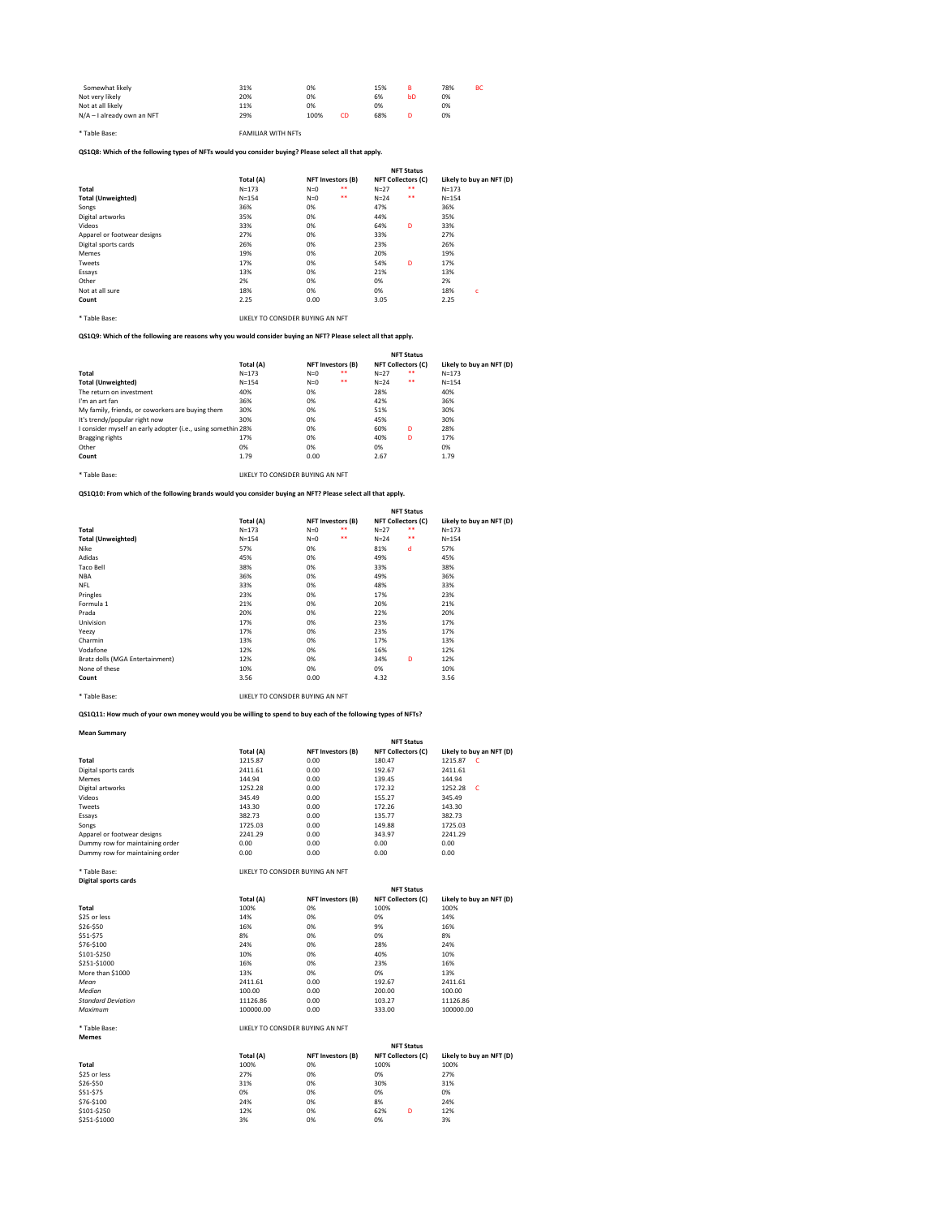| | Total (A) | NFT Investors (B) | | NFT Collectors (C) | | Likely to buy an NFT (D) | |
|---|---|---|---|---|---|---|---|
| Somewhat likely | 31% | 0% | | 15% | B | 78% | BC |
| Not very likely | 20% | 0% | | 6% | bD | 0% | |
| Not at all likely | 11% | 0% | | 0% | | 0% | |
| N/A – I already own an NFT | 29% | 100% | CD | 68% | D | 0% | |

* Table Base: FAMILIAR WITH NFTs

**QS1Q8: Which of the following types of NFTs would you consider buying? Please select all that apply.**

| | Total (A) | NFT Investors (B) | | NFT Collectors (C) | | Likely to buy an NFT (D) | |
|---|---|---|---|---|---|---|---|
| | | | | NFT Status | | | |
| **Total** | N=173 | N=0 | ** | N=27 | ** | N=173 | |
| **Total (Unweighted)** | N=154 | N=0 | ** | N=24 | ** | N=154 | |
| Songs | 36% | 0% | | 47% | | 36% | |
| Digital artworks | 35% | 0% | | 44% | | 35% | |
| Videos | 33% | 0% | | 64% | D | 33% | |
| Apparel or footwear designs | 27% | 0% | | 33% | | 27% | |
| Digital sports cards | 26% | 0% | | 23% | | 26% | |
| Memes | 19% | 0% | | 20% | | 19% | |
| Tweets | 17% | 0% | | 54% | D | 17% | |
| Essays | 13% | 0% | | 21% | | 13% | |
| Other | 2% | 0% | | 0% | | 2% | |
| Not at all sure | 18% | 0% | | 0% | | 18% | c |
| **Count** | 2.25 | 0.00 | | 3.05 | | 2.25 | |

* Table Base: LIKELY TO CONSIDER BUYING AN NFT

**QS1Q9: Which of the following are reasons why you would consider buying an NFT? Please select all that apply.**

| | Total (A) | NFT Investors (B) | | NFT Collectors (C) | | Likely to buy an NFT (D) |
|---|---|---|---|---|---|---|
| | | | | NFT Status | | |
| **Total** | N=173 | N=0 | ** | N=27 | ** | N=173 |
| **Total (Unweighted)** | N=154 | N=0 | ** | N=24 | ** | N=154 |
| The return on investment | 40% | 0% | | 28% | | 40% |
| I'm an art fan | 36% | 0% | | 42% | | 36% |
| My family, friends, or coworkers are buying them | 30% | 0% | | 51% | | 30% |
| It's trendy/popular right now | 30% | 0% | | 45% | | 30% |
| I consider myself an early adopter (i.e., using somethin | 28% | 0% | | 60% | D | 28% |
| Bragging rights | 17% | 0% | | 40% | D | 17% |
| Other | 0% | 0% | | 0% | | 0% |
| **Count** | 1.79 | 0.00 | | 2.67 | | 1.79 |

* Table Base: LIKELY TO CONSIDER BUYING AN NFT

**QS1Q10: From which of the following brands would you consider buying an NFT? Please select all that apply.**

| | Total (A) | NFT Investors (B) | | NFT Collectors (C) | | Likely to buy an NFT (D) |
|---|---|---|---|---|---|---|
| | | | | NFT Status | | |
| **Total** | N=173 | N=0 | ** | N=27 | ** | N=173 |
| **Total (Unweighted)** | N=154 | N=0 | ** | N=24 | ** | N=154 |
| Nike | 57% | 0% | | 81% | d | 57% |
| Adidas | 45% | 0% | | 49% | | 45% |
| Taco Bell | 38% | 0% | | 33% | | 38% |
| NBA | 36% | 0% | | 49% | | 36% |
| NFL | 33% | 0% | | 48% | | 33% |
| Pringles | 23% | 0% | | 17% | | 23% |
| Formula 1 | 21% | 0% | | 20% | | 21% |
| Prada | 20% | 0% | | 22% | | 20% |
| Univision | 17% | 0% | | 23% | | 17% |
| Yeezy | 17% | 0% | | 23% | | 17% |
| Charmin | 13% | 0% | | 17% | | 13% |
| Vodafone | 12% | 0% | | 16% | | 12% |
| Bratz dolls (MGA Entertainment) | 12% | 0% | | 34% | D | 12% |
| None of these | 10% | 0% | | 0% | | 10% |
| **Count** | 3.56 | 0.00 | | 4.32 | | 3.56 |

* Table Base: LIKELY TO CONSIDER BUYING AN NFT

**QS1Q11: How much of your own money would you be willing to spend to buy each of the following types of NFTs?**

**Mean Summary**

| | Total (A) | NFT Investors (B) | NFT Collectors (C) | Likely to buy an NFT (D) | |
|---|---|---|---|---|---|
| | | | NFT Status | | |
| **Total** | 1215.87 | 0.00 | 180.47 | 1215.87 | C |
| Digital sports cards | 2411.61 | 0.00 | 192.67 | 2411.61 | |
| Memes | 144.94 | 0.00 | 139.45 | 144.94 | |
| Digital artworks | 1252.28 | 0.00 | 172.32 | 1252.28 | C |
| Videos | 345.49 | 0.00 | 155.27 | 345.49 | |
| Tweets | 143.30 | 0.00 | 172.26 | 143.30 | |
| Essays | 382.73 | 0.00 | 135.77 | 382.73 | |
| Songs | 1725.03 | 0.00 | 149.88 | 1725.03 | |
| Apparel or footwear designs | 2241.29 | 0.00 | 343.97 | 2241.29 | |
| Dummy row for maintaining order | 0.00 | 0.00 | 0.00 | 0.00 | |
| Dummy row for maintaining order | 0.00 | 0.00 | 0.00 | 0.00 | |

* Table Base: LIKELY TO CONSIDER BUYING AN NFT

**Digital sports cards**

| | Total (A) | NFT Investors (B) | NFT Collectors (C) | Likely to buy an NFT (D) |
|---|---|---|---|---|
| | | | NFT Status | |
| **Total** | 100% | 0% | 100% | 100% |
| $25 or less | 14% | 0% | 0% | 14% |
| $26-$50 | 16% | 0% | 9% | 16% |
| $51-$75 | 8% | 0% | 0% | 8% |
| $76-$100 | 24% | 0% | 28% | 24% |
| $101-$250 | 10% | 0% | 40% | 10% |
| $251-$1000 | 16% | 0% | 23% | 16% |
| More than $1000 | 13% | 0% | 0% | 13% |
| *Mean* | 2411.61 | 0.00 | 192.67 | 2411.61 |
| *Median* | 100.00 | 0.00 | 200.00 | 100.00 |
| *Standard Deviation* | 11126.86 | 0.00 | 103.27 | 11126.86 |
| *Maximum* | 100000.00 | 0.00 | 333.00 | 100000.00 |

* Table Base: LIKELY TO CONSIDER BUYING AN NFT

**Memes**

| | Total (A) | NFT Investors (B) | NFT Collectors (C) | | Likely to buy an NFT (D) |
|---|---|---|---|---|---|
| | | | NFT Status | | |
| **Total** | 100% | 0% | 100% | | 100% |
| $25 or less | 27% | 0% | 0% | | 27% |
| $26-$50 | 31% | 0% | 30% | | 31% |
| $51-$75 | 0% | 0% | 0% | | 0% |
| $76-$100 | 24% | 0% | 8% | | 24% |
| $101-$250 | 12% | 0% | 62% | D | 12% |
| $251-$1000 | 3% | 0% | 0% | | 3% |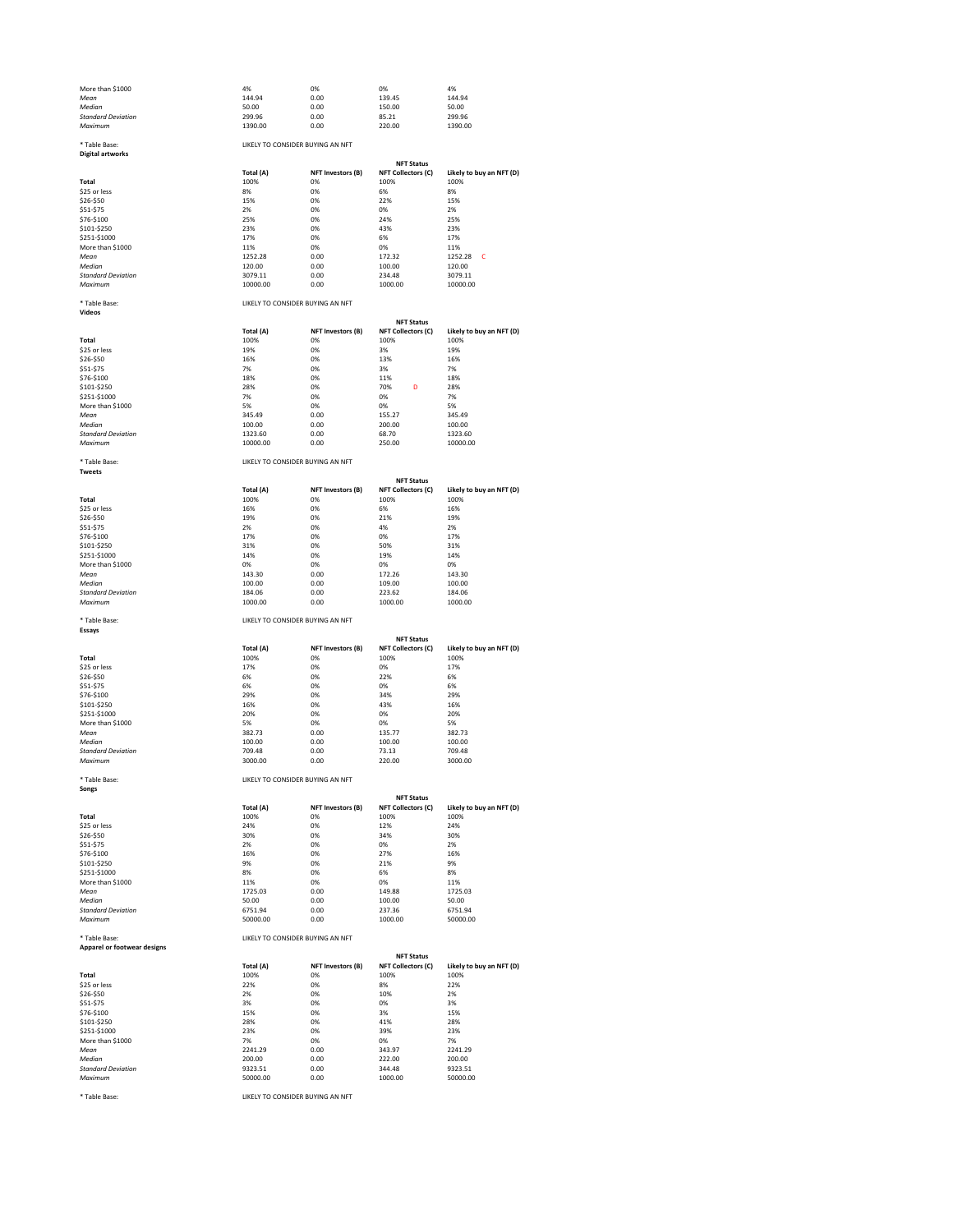| | | | | |
|---|---|---|---|---|
| More than $1000 | 4% | 0% | 0% | 4% |
| *Mean* | 144.94 | 0.00 | 139.45 | 144.94 |
| *Median* | 50.00 | 0.00 | 150.00 | 50.00 |
| *Standard Deviation* | 299.96 | 0.00 | 85.21 | 299.96 |
| *Maximum* | 1390.00 | 0.00 | 220.00 | 1390.00 |

\* Table Base: LIKELY TO CONSIDER BUYING AN NFT

**Digital artworks**

| | | | NFT Status | |
|---|---|---|---|---|
| | Total (A) | NFT Investors (B) | NFT Collectors (C) | Likely to buy an NFT (D) |
| **Total** | 100% | 0% | 100% | 100% |
| $25 or less | 8% | 0% | 6% | 8% |
| $26-$50 | 15% | 0% | 22% | 15% |
| $51-$75 | 2% | 0% | 0% | 2% |
| $76-$100 | 25% | 0% | 24% | 25% |
| $101-$250 | 23% | 0% | 43% | 23% |
| $251-$1000 | 17% | 0% | 6% | 17% |
| More than $1000 | 11% | 0% | 0% | 11% |
| *Mean* | 1252.28 | 0.00 | 172.32 | 1252.28 C |
| *Median* | 120.00 | 0.00 | 100.00 | 120.00 |
| *Standard Deviation* | 3079.11 | 0.00 | 234.48 | 3079.11 |
| *Maximum* | 10000.00 | 0.00 | 1000.00 | 10000.00 |

\* Table Base: LIKELY TO CONSIDER BUYING AN NFT

**Videos**

| | | | NFT Status | |
|---|---|---|---|---|
| | Total (A) | NFT Investors (B) | NFT Collectors (C) | Likely to buy an NFT (D) |
| **Total** | 100% | 0% | 100% | 100% |
| $25 or less | 19% | 0% | 3% | 19% |
| $26-$50 | 16% | 0% | 13% | 16% |
| $51-$75 | 7% | 0% | 3% | 7% |
| $76-$100 | 18% | 0% | 11% | 18% |
| $101-$250 | 28% | 0% | 70% D | 28% |
| $251-$1000 | 7% | 0% | 0% | 7% |
| More than $1000 | 5% | 0% | 0% | 5% |
| *Mean* | 345.49 | 0.00 | 155.27 | 345.49 |
| *Median* | 100.00 | 0.00 | 200.00 | 100.00 |
| *Standard Deviation* | 1323.60 | 0.00 | 68.70 | 1323.60 |
| *Maximum* | 10000.00 | 0.00 | 250.00 | 10000.00 |

\* Table Base: LIKELY TO CONSIDER BUYING AN NFT

**Tweets**

| | | | NFT Status | |
|---|---|---|---|---|
| | Total (A) | NFT Investors (B) | NFT Collectors (C) | Likely to buy an NFT (D) |
| **Total** | 100% | 0% | 100% | 100% |
| $25 or less | 16% | 0% | 6% | 16% |
| $26-$50 | 19% | 0% | 21% | 19% |
| $51-$75 | 2% | 0% | 4% | 2% |
| $76-$100 | 17% | 0% | 0% | 17% |
| $101-$250 | 31% | 0% | 50% | 31% |
| $251-$1000 | 14% | 0% | 19% | 14% |
| More than $1000 | 0% | 0% | 0% | 0% |
| *Mean* | 143.30 | 0.00 | 172.26 | 143.30 |
| *Median* | 100.00 | 0.00 | 109.00 | 100.00 |
| *Standard Deviation* | 184.06 | 0.00 | 223.62 | 184.06 |
| *Maximum* | 1000.00 | 0.00 | 1000.00 | 1000.00 |

\* Table Base: LIKELY TO CONSIDER BUYING AN NFT

**Essays**

| | | | NFT Status | |
|---|---|---|---|---|
| | Total (A) | NFT Investors (B) | NFT Collectors (C) | Likely to buy an NFT (D) |
| **Total** | 100% | 0% | 100% | 100% |
| $25 or less | 17% | 0% | 0% | 17% |
| $26-$50 | 6% | 0% | 22% | 6% |
| $51-$75 | 6% | 0% | 0% | 6% |
| $76-$100 | 29% | 0% | 34% | 29% |
| $101-$250 | 16% | 0% | 43% | 16% |
| $251-$1000 | 20% | 0% | 0% | 20% |
| More than $1000 | 5% | 0% | 0% | 5% |
| *Mean* | 382.73 | 0.00 | 135.77 | 382.73 |
| *Median* | 100.00 | 0.00 | 100.00 | 100.00 |
| *Standard Deviation* | 709.48 | 0.00 | 73.13 | 709.48 |
| *Maximum* | 3000.00 | 0.00 | 220.00 | 3000.00 |

\* Table Base: LIKELY TO CONSIDER BUYING AN NFT

**Songs**

| | | | NFT Status | |
|---|---|---|---|---|
| | Total (A) | NFT Investors (B) | NFT Collectors (C) | Likely to buy an NFT (D) |
| **Total** | 100% | 0% | 100% | 100% |
| $25 or less | 24% | 0% | 12% | 24% |
| $26-$50 | 30% | 0% | 34% | 30% |
| $51-$75 | 2% | 0% | 0% | 2% |
| $76-$100 | 16% | 0% | 27% | 16% |
| $101-$250 | 9% | 0% | 21% | 9% |
| $251-$1000 | 8% | 0% | 6% | 8% |
| More than $1000 | 11% | 0% | 0% | 11% |
| *Mean* | 1725.03 | 0.00 | 149.88 | 1725.03 |
| *Median* | 50.00 | 0.00 | 100.00 | 50.00 |
| *Standard Deviation* | 6751.94 | 0.00 | 237.36 | 6751.94 |
| *Maximum* | 50000.00 | 0.00 | 1000.00 | 50000.00 |

\* Table Base: LIKELY TO CONSIDER BUYING AN NFT

**Apparel or footwear designs**

| | | | NFT Status | |
|---|---|---|---|---|
| | Total (A) | NFT Investors (B) | NFT Collectors (C) | Likely to buy an NFT (D) |
| **Total** | 100% | 0% | 100% | 100% |
| $25 or less | 22% | 0% | 8% | 22% |
| $26-$50 | 2% | 0% | 10% | 2% |
| $51-$75 | 3% | 0% | 0% | 3% |
| $76-$100 | 15% | 0% | 3% | 15% |
| $101-$250 | 28% | 0% | 41% | 28% |
| $251-$1000 | 23% | 0% | 39% | 23% |
| More than $1000 | 7% | 0% | 0% | 7% |
| *Mean* | 2241.29 | 0.00 | 343.97 | 2241.29 |
| *Median* | 200.00 | 0.00 | 222.00 | 200.00 |
| *Standard Deviation* | 9323.51 | 0.00 | 344.48 | 9323.51 |
| *Maximum* | 50000.00 | 0.00 | 1000.00 | 50000.00 |

\* Table Base: LIKELY TO CONSIDER BUYING AN NFT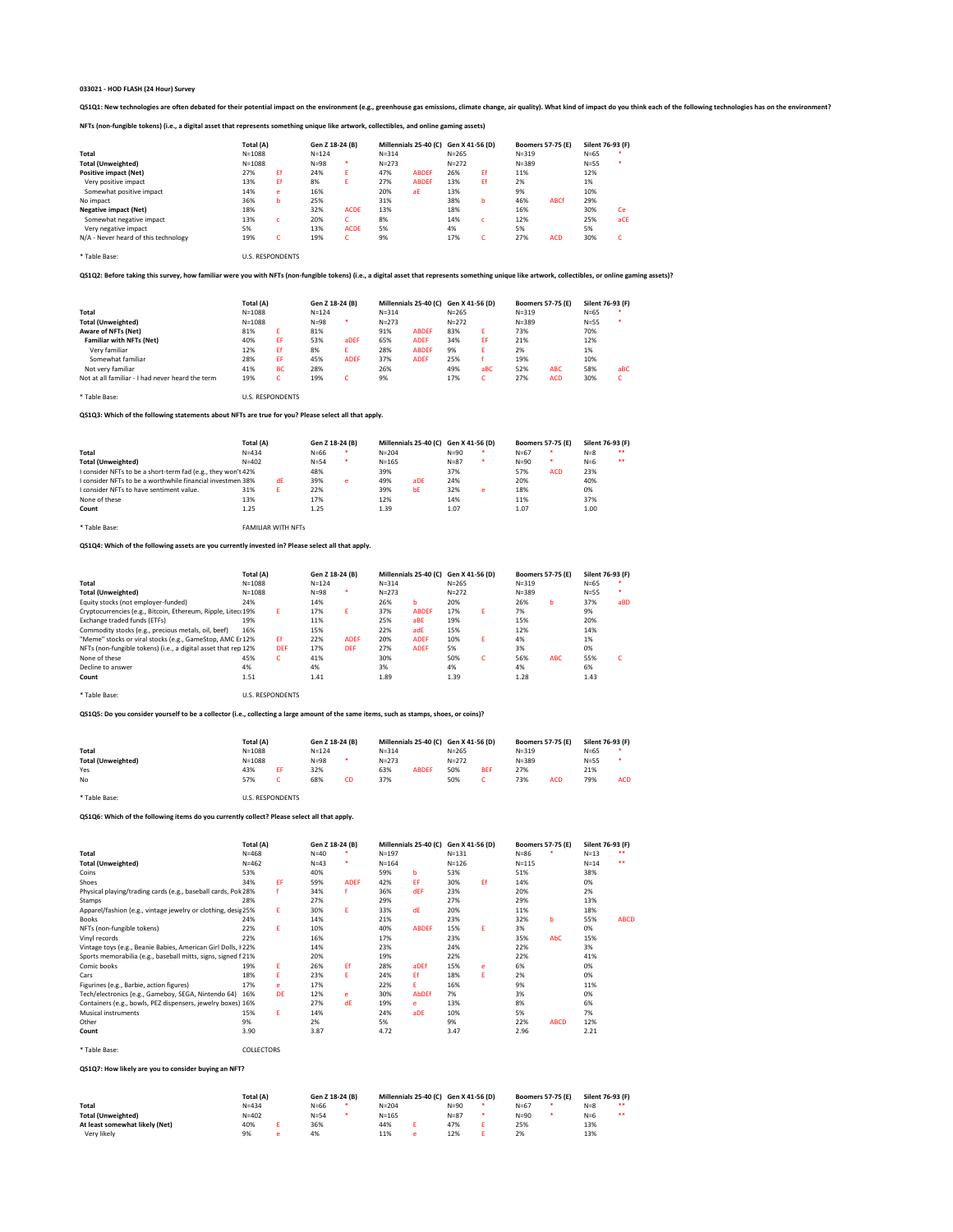**033021 - HOD FLASH (24 Hour) Survey**

**QS1Q1: New technologies are often debated for their potential impact on the environment (e.g., greenhouse gas emissions, climate change, air quality). What kind of impact do you think each of the following technologies has on the environment?**

**NFTs (non-fungible tokens) (i.e., a digital asset that represents something unique like artwork, collectibles, and online gaming assets)**

| | Total (A) | | Gen Z 18-24 (B) | | Millennials 25-40 (C) | | Gen X 41-56 (D) | | Boomers 57-75 (E) | | Silent 76-93 (F) | |
|---|---|---|---|---|---|---|---|---|---|---|---|---|
| Total | N=1088 | | N=124 | | N=314 | | N=265 | | N=319 | | N=65 | * |
| Total (Unweighted) | N=1088 | | N=98 | * | N=273 | | N=272 | | N=389 | | N=55 | * |
| **Positive impact (Net)** | 27% | Ef | 24% | E | 47% | ABDEF | 26% | Ef | 11% | | 12% | |
| Very positive impact | 13% | Ef | 8% | E | 27% | ABDEF | 13% | Ef | 2% | | 1% | |
| Somewhat positive impact | 14% | e | 16% | | 20% | aE | 13% | | 9% | | 10% | |
| No impact | 36% | b | 25% | | 31% | | 38% | b | 46% | ABCf | 29% | |
| **Negative impact (Net)** | 18% | | 32% | ACDE | 13% | | 18% | | 16% | | 30% | Ce |
| Somewhat negative impact | 13% | c | 20% | C | 8% | | 14% | c | 12% | | 25% | aCE |
| Very negative impact | 5% | | 13% | ACDE | 5% | | 4% | | 5% | | 5% | |
| N/A - Never heard of this technology | 19% | C | 19% | C | 9% | | 17% | C | 27% | ACD | 30% | C |

\* Table Base: U.S. RESPONDENTS

**QS1Q2: Before taking this survey, how familiar were you with NFTs (non-fungible tokens) (i.e., a digital asset that represents something unique like artwork, collectibles, or online gaming assets)?**

| | Total (A) | | Gen Z 18-24 (B) | | Millennials 25-40 (C) | | Gen X 41-56 (D) | | Boomers 57-75 (E) | | Silent 76-93 (F) | |
|---|---|---|---|---|---|---|---|---|---|---|---|---|
| Total | N=1088 | | N=124 | | N=314 | | N=265 | | N=319 | | N=65 | * |
| Total (Unweighted) | N=1088 | | N=98 | * | N=273 | | N=272 | | N=389 | | N=55 | * |
| **Aware of NFTs (Net)** | 81% | E | 81% | | 91% | ABDEF | 83% | E | 73% | | 70% | |
| **Familiar with NFTs (Net)** | 40% | EF | 53% | aDEF | 65% | ADEF | 34% | EF | 21% | | 12% | |
| Very familiar | 12% | Ef | 8% | E | 28% | ABDEF | 9% | E | 2% | | 1% | |
| Somewhat familiar | 28% | EF | 45% | ADEF | 37% | ADEF | 25% | f | 19% | | 10% | |
| Not very familiar | 41% | BC | 28% | | 26% | | 49% | aBC | 52% | ABC | 58% | aBC |
| Not at all familiar - I had never heard the term | 19% | C | 19% | C | 9% | | 17% | C | 27% | ACD | 30% | C |

\* Table Base: U.S. RESPONDENTS

**QS1Q3: Which of the following statements about NFTs are true for you? Please select all that apply.**

| | Total (A) | | Gen Z 18-24 (B) | | Millennials 25-40 (C) | | Gen X 41-56 (D) | | Boomers 57-75 (E) | | Silent 76-93 (F) | |
|---|---|---|---|---|---|---|---|---|---|---|---|---|
| Total | N=434 | | N=66 | * | N=204 | | N=90 | * | N=67 | * | N=8 | ** |
| Total (Unweighted) | N=402 | | N=54 | * | N=165 | | N=87 | * | N=90 | * | N=6 | ** |
| I consider NFTs to be a short-term fad (e.g., they won't | 42% | | 48% | | 39% | | 37% | | 57% | ACD | 23% | |
| I consider NFTs to be a worthwhile financial investmen | 38% | dE | 39% | e | 49% | aDE | 24% | | 20% | | 40% | |
| I consider NFTs to have sentiment value. | 31% | E | 22% | | 39% | bE | 32% | e | 18% | | 0% | |
| None of these | 13% | | 17% | | 12% | | 14% | | 11% | | 37% | |
| Count | 1.25 | | 1.25 | | 1.39 | | 1.07 | | 1.07 | | 1.00 | |

\* Table Base: FAMILIAR WITH NFTs

**QS1Q4: Which of the following assets are you currently invested in? Please select all that apply.**

| | Total (A) | | Gen Z 18-24 (B) | | Millennials 25-40 (C) | | Gen X 41-56 (D) | | Boomers 57-75 (E) | | Silent 76-93 (F) | |
|---|---|---|---|---|---|---|---|---|---|---|---|---|
| Total | N=1088 | | N=124 | | N=314 | | N=265 | | N=319 | | N=65 | * |
| Total (Unweighted) | N=1088 | | N=98 | * | N=273 | | N=272 | | N=389 | | N=55 | * |
| Equity stocks (not employer-funded) | 24% | | 14% | | 26% | b | 20% | | 26% | b | 37% | aBD |
| Cryptocurrencies (e.g., Bitcoin, Ethereum, Ripple, Litec | 19% | E | 17% | E | 37% | ABDEF | 17% | E | 7% | | 9% | |
| Exchange traded funds (ETFs) | 19% | | 11% | | 25% | aBE | 19% | | 15% | | 20% | |
| Commodity stocks (e.g., precious metals, oil, beef) | 16% | | 15% | | 22% | adE | 15% | | 12% | | 14% | |
| "Meme" stocks or viral stocks (e.g., GameStop, AMC En | 12% | Ef | 22% | ADEF | 20% | ADEF | 10% | E | 4% | | 1% | |
| NFTs (non-fungible tokens) (i.e., a digital asset that rep | 12% | DEF | 17% | DEF | 27% | ADEF | 5% | | 3% | | 0% | |
| None of these | 45% | C | 41% | | 30% | | 50% | C | 56% | ABC | 55% | C |
| Decline to answer | 4% | | 4% | | 3% | | 4% | | 4% | | 6% | |
| Count | 1.51 | | 1.41 | | 1.89 | | 1.39 | | 1.28 | | 1.43 | |

\* Table Base: U.S. RESPONDENTS

**QS1Q5: Do you consider yourself to be a collector (i.e., collecting a large amount of the same items, such as stamps, shoes, or coins)?**

| | Total (A) | | Gen Z 18-24 (B) | | Millennials 25-40 (C) | | Gen X 41-56 (D) | | Boomers 57-75 (E) | | Silent 76-93 (F) | |
|---|---|---|---|---|---|---|---|---|---|---|---|---|
| Total | N=1088 | | N=124 | | N=314 | | N=265 | | N=319 | | N=65 | * |
| Total (Unweighted) | N=1088 | | N=98 | * | N=273 | | N=272 | | N=389 | | N=55 | * |
| Yes | 43% | EF | 32% | | 63% | ABDEF | 50% | BEF | 27% | | 21% | |
| No | 57% | C | 68% | CD | 37% | | 50% | C | 73% | ACD | 79% | ACD |

\* Table Base: U.S. RESPONDENTS

**QS1Q6: Which of the following items do you currently collect? Please select all that apply.**

| | Total (A) | | Gen Z 18-24 (B) | | Millennials 25-40 (C) | | Gen X 41-56 (D) | | Boomers 57-75 (E) | | Silent 76-93 (F) | |
|---|---|---|---|---|---|---|---|---|---|---|---|---|
| Total | N=468 | | N=40 | * | N=197 | | N=131 | | N=86 | * | N=13 | ** |
| Total (Unweighted) | N=462 | | N=43 | * | N=164 | | N=126 | | N=115 | | N=14 | ** |
| Coins | 53% | | 40% | | 59% | b | 53% | | 51% | | 38% | |
| Shoes | 34% | EF | 59% | ADEF | 42% | EF | 30% | Ef | 14% | | 0% | |
| Physical playing/trading cards (e.g., baseball cards, Pok | 28% | f | 34% | f | 36% | dEF | 23% | | 20% | | 2% | |
| Stamps | 28% | | 27% | | 29% | | 27% | | 29% | | 13% | |
| Apparel/fashion (e.g., vintage jewelry or clothing, desig | 25% | E | 30% | E | 33% | dE | 20% | | 11% | | 18% | |
| Books | 24% | | 14% | | 21% | | 23% | | 32% | b | 55% | ABCD |
| NFTs (non-fungible tokens) | 22% | E | 10% | | 40% | ABDEF | 15% | E | 3% | | 0% | |
| Vinyl records | 22% | | 16% | | 17% | | 23% | | 35% | AbC | 15% | |
| Vintage toys (e.g., Beanie Babies, American Girl Dolls, I | 22% | | 14% | | 23% | | 24% | | 22% | | 3% | |
| Sports memorabilia (e.g., baseball mitts, signs, signed f | 21% | | 20% | | 19% | | 22% | | 22% | | 41% | |
| Comic books | 19% | E | 26% | Ef | 28% | aDEf | 15% | e | 6% | | 0% | |
| Cars | 18% | E | 23% | E | 24% | Ef | 18% | E | 2% | | 0% | |
| Figurines (e.g., Barbie, action figures) | 17% | e | 17% | | 22% | E | 16% | | 9% | | 11% | |
| Tech/electronics (e.g., Gameboy, SEGA, Nintendo 64) | 16% | DE | 12% | e | 30% | AbDEf | 7% | | 3% | | 0% | |
| Containers (e.g., bowls, PEZ dispensers, jewelry boxes) | 16% | | 27% | dE | 19% | e | 13% | | 8% | | 6% | |
| Musical instruments | 15% | E | 14% | | 24% | aDE | 10% | | 5% | | 7% | |
| Other | 9% | | 2% | | 5% | | 9% | | 22% | ABCD | 12% | |
| Count | 3.90 | | 3.87 | | 4.72 | | 3.47 | | 2.96 | | 2.21 | |

\* Table Base: COLLECTORS

**QS1Q7: How likely are you to consider buying an NFT?**

| | Total (A) | | Gen Z 18-24 (B) | | Millennials 25-40 (C) | | Gen X 41-56 (D) | | Boomers 57-75 (E) | | Silent 76-93 (F) | |
|---|---|---|---|---|---|---|---|---|---|---|---|---|
| Total | N=434 | | N=66 | * | N=204 | | N=90 | * | N=67 | * | N=8 | ** |
| Total (Unweighted) | N=402 | | N=54 | * | N=165 | | N=87 | * | N=90 | * | N=6 | ** |
| **At least somewhat likely (Net)** | 40% | E | 36% | | 44% | E | 47% | E | 25% | | 13% | |
| Very likely | 9% | e | 4% | | 11% | e | 12% | E | 2% | | 13% | |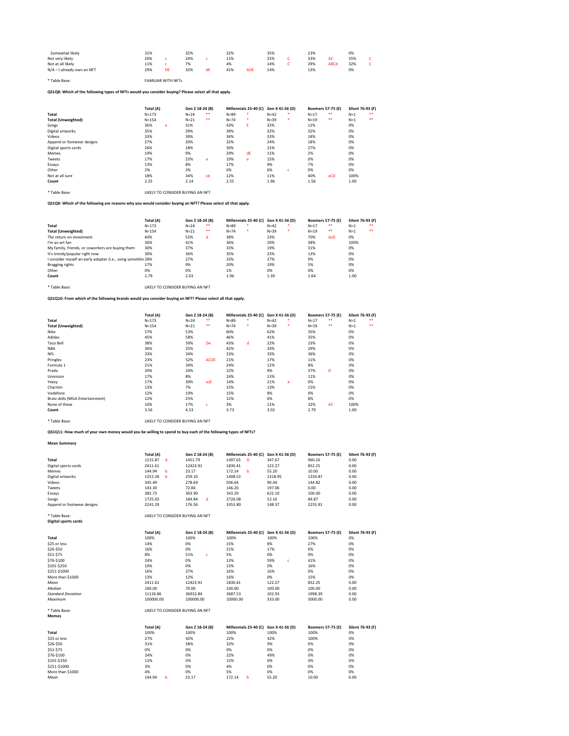| | Total (A) | | Gen Z 18-24 (B) | | Millennials 25-40 (C) | | Gen X 41-56 (D) | | Boomers 57-75 (E) | | Silent 76-93 (F) | |
|---|---|---|---|---|---|---|---|---|---|---|---|---|
| Somewhat likely | 31% | | 32% | | 32% | | 35% | | 23% | | 0% | |
| Not very likely | 20% | c | 24% | c | 11% | | 25% | C | 33% | AC | 55% | C |
| Not at all likely | 11% | c | 7% | | 4% | | 14% | C | 29% | ABCd | 32% | C |
| N/A – I already own an NFT | 29% | DE | 32% | dE | 41% | ADE | 14% | | 13% | | 0% | |

* Table Base: FAMILIAR WITH NFTs

**QS1Q8: Which of the following types of NFTs would you consider buying? Please select all that apply.**

| | Total (A) | | Gen Z 18-24 (B) | | Millennials 25-40 (C) | | Gen X 41-56 (D) | | Boomers 57-75 (E) | | Silent 76-93 (F) | |
|---|---|---|---|---|---|---|---|---|---|---|---|---|
| **Total** | N=173 | | N=24 | ** | N=89 | * | N=42 | * | N=17 | ** | N=1 | ** |
| **Total (Unweighted)** | N=154 | | N=21 | ** | N=74 | * | N=39 | * | N=19 | ** | N=1 | ** |
| Songs | 36% | e | 31% | | 43% | E | 33% | | 12% | | 0% | |
| Digital artworks | 35% | | 29% | | 39% | | 32% | | 32% | | 0% | |
| Videos | 33% | | 39% | | 34% | | 33% | | 18% | | 0% | |
| Apparel or footwear designs | 27% | | 20% | | 32% | | 24% | | 18% | | 0% | |
| Digital sports cards | 26% | | 18% | | 30% | | 21% | | 27% | | 0% | |
| Memes | 19% | | 9% | | 29% | dE | 11% | | 2% | | 0% | |
| Tweets | 17% | | 23% | e | 19% | e | 15% | | 0% | | 0% | |
| Essays | 13% | | 8% | | 17% | | 9% | | 7% | | 0% | |
| Other | 2% | | 3% | | 0% | | 6% | c | 0% | | 0% | |
| Not at all sure | 18% | | 34% | cd | 12% | | 11% | | 40% | aCD | 100% | |
| **Count** | 2.25 | | 2.14 | | 2.55 | | 1.96 | | 1.56 | | 1.00 | |

* Table Base: LIKELY TO CONSIDER BUYING AN NFT

**QS1Q9: Which of the following are reasons why you would consider buying an NFT? Please select all that apply.**

| | Total (A) | | Gen Z 18-24 (B) | | Millennials 25-40 (C) | | Gen X 41-56 (D) | | Boomers 57-75 (E) | | Silent 76-93 (F) | |
|---|---|---|---|---|---|---|---|---|---|---|---|---|
| **Total** | N=173 | | N=24 | ** | N=89 | * | N=42 | * | N=17 | ** | N=1 | ** |
| **Total (Unweighted)** | N=154 | | N=21 | ** | N=74 | * | N=39 | * | N=19 | ** | N=1 | ** |
| The return on investment | 40% | | 53% | d | 38% | | 23% | | 70% | AcD | 0% | |
| I'm an art fan | 36% | | 41% | | 36% | | 29% | | 38% | | 100% | |
| My family, friends, or coworkers are buying them | 30% | | 37% | | 33% | | 19% | | 31% | | 0% | |
| It's trendy/popular right now | 30% | | 36% | | 35% | | 23% | | 13% | | 0% | |
| I consider myself an early adopter (i.e., using somethin | 28% | | 27% | | 33% | | 27% | | 9% | | 0% | |
| Bragging rights | 17% | | 9% | | 20% | | 19% | | 5% | | 0% | |
| Other | 0% | | 0% | | 1% | | 0% | | 0% | | 0% | |
| **Count** | 1.79 | | 2.03 | | 1.96 | | 1.39 | | 1.64 | | 1.00 | |

* Table Base: LIKELY TO CONSIDER BUYING AN NFT

**QS1Q10: From which of the following brands would you consider buying an NFT? Please select all that apply.**

| | Total (A) | | Gen Z 18-24 (B) | | Millennials 25-40 (C) | | Gen X 41-56 (D) | | Boomers 57-75 (E) | | Silent 76-93 (F) | |
|---|---|---|---|---|---|---|---|---|---|---|---|---|
| **Total** | N=173 | | N=24 | ** | N=89 | * | N=42 | * | N=17 | ** | N=1 | ** |
| **Total (Unweighted)** | N=154 | | N=21 | ** | N=74 | * | N=39 | * | N=19 | ** | N=1 | ** |
| Nike | 57% | | 53% | | 60% | | 62% | | 35% | | 0% | |
| Adidas | 45% | | 58% | | 46% | | 41% | | 35% | | 0% | |
| Taco Bell | 38% | | 59% | De | 43% | d | 22% | | 23% | | 0% | |
| NBA | 36% | | 25% | | 42% | | 33% | | 29% | | 0% | |
| NFL | 33% | | 34% | | 33% | | 33% | | 36% | | 0% | |
| Pringles | 23% | | 52% | ACDE | 21% | | 17% | | 11% | | 0% | |
| Formula 1 | 21% | | 34% | | 24% | | 12% | | 8% | | 0% | |
| Prada | 20% | | 24% | | 22% | | 9% | | 37% | D | 0% | |
| Univision | 17% | | 8% | | 24% | | 13% | | 11% | | 0% | |
| Yeezy | 17% | | 39% | acE | 14% | | 21% | e | 0% | | 0% | |
| Charmin | 13% | | 7% | | 15% | | 13% | | 15% | | 0% | |
| Vodafone | 12% | | 19% | | 15% | | 8% | | 0% | | 0% | |
| Bratz dolls (MGA Entertainment) | 12% | | 25% | | 12% | | 6% | | 8% | | 0% | |
| None of these | 10% | | 17% | c | 3% | | 11% | | 32% | AC | 100% | |
| **Count** | 3.56 | | 4.53 | | 3.73 | | 3.02 | | 2.79 | | 1.00 | |

* Table Base: LIKELY TO CONSIDER BUYING AN NFT

**QS1Q11: How much of your own money would you be willing to spend to buy each of the following types of NFTs?**

**Mean Summary**

| | Total (A) | | Gen Z 18-24 (B) | | Millennials 25-40 (C) | | Gen X 41-56 (D) | | Boomers 57-75 (E) | | Silent 76-93 (F) | |
|---|---|---|---|---|---|---|---|---|---|---|---|---|
| **Total** | 1215.87 | d | 1451.79 | | 1497.65 | D | 347.67 | | 960.26 | | 0.00 | |
| Digital sports cards | 2411.61 | | 12423.91 | | 1830.41 | | 122.27 | | 852.25 | | 0.00 | |
| Memes | 144.94 | b | 23.17 | | 172.14 | b | 55.20 | | 10.00 | | 0.00 | |
| Digital artworks | 1252.28 | b | 259.10 | | 1408.53 | | 1318.95 | | 1334.87 | | 0.00 | |
| Videos | 345.49 | | 278.69 | | 506.64 | | 90.44 | | 144.82 | | 0.00 | |
| Tweets | 143.30 | | 72.84 | | 146.20 | | 197.06 | | 0.00 | | 0.00 | |
| Essays | 382.73 | | 363.90 | | 343.29 | | 622.10 | | 100.00 | | 0.00 | |
| Songs | 1725.03 | | 184.84 | d | 2726.08 | | 52.16 | | 84.87 | | 0.00 | |
| Apparel or footwear designs | 2241.29 | | 176.56 | | 3353.80 | | 148.37 | | 2255.91 | | 0.00 | |

* Table Base: LIKELY TO CONSIDER BUYING AN NFT

**Digital sports cards**

| | Total (A) | | Gen Z 18-24 (B) | | Millennials 25-40 (C) | | Gen X 41-56 (D) | | Boomers 57-75 (E) | | Silent 76-93 (F) | |
|---|---|---|---|---|---|---|---|---|---|---|---|---|
| **Total** | 100% | | 100% | | 100% | | 100% | | 100% | | 0% | |
| $25 or less | 14% | | 0% | | 15% | | 8% | | 27% | | 0% | |
| $26-$50 | 16% | | 0% | | 21% | | 17% | | 0% | | 0% | |
| $51-$75 | 8% | | 51% | c | 5% | | 0% | | 0% | | 0% | |
| $76-$100 | 24% | | 0% | | 13% | | 59% | c | 41% | | 0% | |
| $101-$250 | 10% | | 0% | | 13% | | 0% | | 16% | | 0% | |
| $251-$1000 | 16% | | 37% | | 16% | | 16% | | 0% | | 0% | |
| More than $1000 | 13% | | 12% | | 16% | | 0% | | 15% | | 0% | |
| *Mean* | 2411.61 | | 12423.91 | | 1830.41 | | 122.27 | | 852.25 | | 0.00 | |
| *Median* | 100.00 | | 70.00 | | 100.00 | | 100.00 | | 100.00 | | 0.00 | |
| *Standard Deviation* | 11126.86 | | 36932.84 | | 3687.53 | | 102.93 | | 1998.39 | | 0.00 | |
| *Maximum* | 100000.00 | | 100000.00 | | 10000.00 | | 333.00 | | 5000.00 | | 0.00 | |

* Table Base: LIKELY TO CONSIDER BUYING AN NFT

**Memes**

| | Total (A) | | Gen Z 18-24 (B) | | Millennials 25-40 (C) | | Gen X 41-56 (D) | | Boomers 57-75 (E) | | Silent 76-93 (F) | |
|---|---|---|---|---|---|---|---|---|---|---|---|---|
| **Total** | 100% | | 100% | | 100% | | 100% | | 100% | | 0% | |
| $25 or less | 27% | | 42% | | 22% | | 42% | | 100% | | 0% | |
| $26-$50 | 31% | | 58% | | 32% | | 9% | | 0% | | 0% | |
| $51-$75 | 0% | | 0% | | 0% | | 0% | | 0% | | 0% | |
| $76-$100 | 24% | | 0% | | 22% | | 49% | | 0% | | 0% | |
| $101-$250 | 12% | | 0% | | 15% | | 0% | | 0% | | 0% | |
| $251-$1000 | 3% | | 0% | | 4% | | 0% | | 0% | | 0% | |
| More than $1000 | 4% | | 0% | | 5% | | 0% | | 0% | | 0% | |
| *Mean* | 144.94 | b | 23.17 | | 172.14 | b | 55.20 | | 10.00 | | 0.00 | |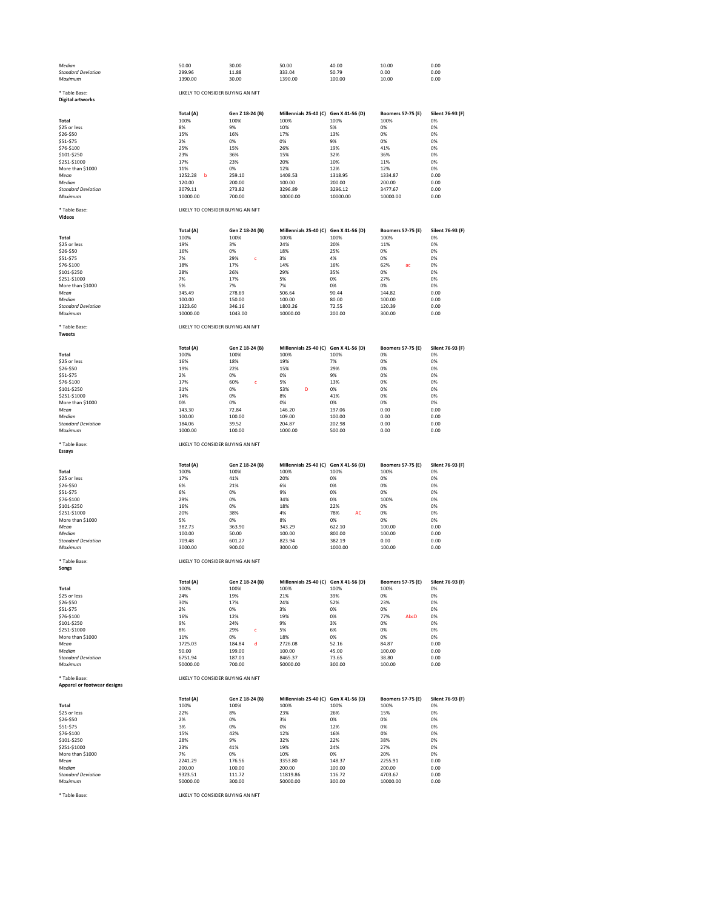| | | | | | | |
|---|---|---|---|---|---|---|
| *Median* | 50.00 | 30.00 | 50.00 | 40.00 | 10.00 | 0.00 |
| *Standard Deviation* | 299.96 | 11.88 | 333.04 | 50.79 | 0.00 | 0.00 |
| *Maximum* | 1390.00 | 30.00 | 1390.00 | 100.00 | 10.00 | 0.00 |

\* Table Base: LIKELY TO CONSIDER BUYING AN NFT

**Digital artworks**

| | Total (A) | Gen Z 18-24 (B) | Millennials 25-40 (C) | Gen X 41-56 (D) | Boomers 57-75 (E) | Silent 76-93 (F) |
|---|---|---|---|---|---|---|
| **Total** | 100% | 100% | 100% | 100% | 100% | 0% |
| $25 or less | 8% | 9% | 10% | 5% | 0% | 0% |
| $26-$50 | 15% | 16% | 17% | 13% | 0% | 0% |
| $51-$75 | 2% | 0% | 0% | 9% | 0% | 0% |
| $76-$100 | 25% | 15% | 26% | 19% | 41% | 0% |
| $101-$250 | 23% | 36% | 15% | 32% | 36% | 0% |
| $251-$1000 | 17% | 23% | 20% | 10% | 11% | 0% |
| More than $1000 | 11% | 0% | 12% | 12% | 12% | 0% |
| *Mean* | 1252.28 b | 259.10 | 1408.53 | 1318.95 | 1334.87 | 0.00 |
| *Median* | 120.00 | 200.00 | 100.00 | 200.00 | 200.00 | 0.00 |
| *Standard Deviation* | 3079.11 | 273.82 | 3296.89 | 3296.12 | 3477.67 | 0.00 |
| *Maximum* | 10000.00 | 700.00 | 10000.00 | 10000.00 | 10000.00 | 0.00 |

\* Table Base: LIKELY TO CONSIDER BUYING AN NFT

**Videos**

| | Total (A) | Gen Z 18-24 (B) | Millennials 25-40 (C) | Gen X 41-56 (D) | Boomers 57-75 (E) | Silent 76-93 (F) |
|---|---|---|---|---|---|---|
| **Total** | 100% | 100% | 100% | 100% | 100% | 0% |
| $25 or less | 19% | 3% | 24% | 20% | 11% | 0% |
| $26-$50 | 16% | 0% | 18% | 25% | 0% | 0% |
| $51-$75 | 7% | 29% c | 3% | 4% | 0% | 0% |
| $76-$100 | 18% | 17% | 14% | 16% | 62% ac | 0% |
| $101-$250 | 28% | 26% | 29% | 35% | 0% | 0% |
| $251-$1000 | 7% | 17% | 5% | 0% | 27% | 0% |
| More than $1000 | 5% | 7% | 7% | 0% | 0% | 0% |
| *Mean* | 345.49 | 278.69 | 506.64 | 90.44 | 144.82 | 0.00 |
| *Median* | 100.00 | 150.00 | 100.00 | 80.00 | 100.00 | 0.00 |
| *Standard Deviation* | 1323.60 | 346.16 | 1803.26 | 72.55 | 120.39 | 0.00 |
| *Maximum* | 10000.00 | 1043.00 | 10000.00 | 200.00 | 300.00 | 0.00 |

\* Table Base: LIKELY TO CONSIDER BUYING AN NFT

**Tweets**

| | Total (A) | Gen Z 18-24 (B) | Millennials 25-40 (C) | Gen X 41-56 (D) | Boomers 57-75 (E) | Silent 76-93 (F) |
|---|---|---|---|---|---|---|
| **Total** | 100% | 100% | 100% | 100% | 0% | 0% |
| $25 or less | 16% | 18% | 19% | 7% | 0% | 0% |
| $26-$50 | 19% | 22% | 15% | 29% | 0% | 0% |
| $51-$75 | 2% | 0% | 0% | 9% | 0% | 0% |
| $76-$100 | 17% | 60% c | 5% | 13% | 0% | 0% |
| $101-$250 | 31% | 0% | 53% D | 0% | 0% | 0% |
| $251-$1000 | 14% | 0% | 8% | 41% | 0% | 0% |
| More than $1000 | 0% | 0% | 0% | 0% | 0% | 0% |
| *Mean* | 143.30 | 72.84 | 146.20 | 197.06 | 0.00 | 0.00 |
| *Median* | 100.00 | 100.00 | 109.00 | 100.00 | 0.00 | 0.00 |
| *Standard Deviation* | 184.06 | 39.52 | 204.87 | 202.98 | 0.00 | 0.00 |
| *Maximum* | 1000.00 | 100.00 | 1000.00 | 500.00 | 0.00 | 0.00 |

\* Table Base: LIKELY TO CONSIDER BUYING AN NFT

**Essays**

| | Total (A) | Gen Z 18-24 (B) | Millennials 25-40 (C) | Gen X 41-56 (D) | Boomers 57-75 (E) | Silent 76-93 (F) |
|---|---|---|---|---|---|---|
| **Total** | 100% | 100% | 100% | 100% | 100% | 0% |
| $25 or less | 17% | 41% | 20% | 0% | 0% | 0% |
| $26-$50 | 6% | 21% | 6% | 0% | 0% | 0% |
| $51-$75 | 6% | 0% | 9% | 0% | 0% | 0% |
| $76-$100 | 29% | 0% | 34% | 0% | 100% | 0% |
| $101-$250 | 16% | 0% | 18% | 22% | 0% | 0% |
| $251-$1000 | 20% | 38% | 4% | 78% AC | 0% | 0% |
| More than $1000 | 5% | 0% | 8% | 0% | 0% | 0% |
| *Mean* | 382.73 | 363.90 | 343.29 | 622.10 | 100.00 | 0.00 |
| *Median* | 100.00 | 50.00 | 100.00 | 800.00 | 100.00 | 0.00 |
| *Standard Deviation* | 709.48 | 601.27 | 823.94 | 382.19 | 0.00 | 0.00 |
| *Maximum* | 3000.00 | 900.00 | 3000.00 | 1000.00 | 100.00 | 0.00 |

\* Table Base: LIKELY TO CONSIDER BUYING AN NFT

**Songs**

| | Total (A) | Gen Z 18-24 (B) | Millennials 25-40 (C) | Gen X 41-56 (D) | Boomers 57-75 (E) | Silent 76-93 (F) |
|---|---|---|---|---|---|---|
| **Total** | 100% | 100% | 100% | 100% | 100% | 0% |
| $25 or less | 24% | 19% | 21% | 39% | 0% | 0% |
| $26-$50 | 30% | 17% | 24% | 52% | 23% | 0% |
| $51-$75 | 2% | 0% | 3% | 0% | 0% | 0% |
| $76-$100 | 16% | 12% | 19% | 0% | 77% AbcD | 0% |
| $101-$250 | 9% | 24% | 9% | 3% | 0% | 0% |
| $251-$1000 | 8% | 29% c | 5% | 6% | 0% | 0% |
| More than $1000 | 11% | 0% | 18% | 0% | 0% | 0% |
| *Mean* | 1725.03 | 184.84 d | 2726.08 | 52.16 | 84.87 | 0.00 |
| *Median* | 50.00 | 199.00 | 100.00 | 45.00 | 100.00 | 0.00 |
| *Standard Deviation* | 6751.94 | 187.01 | 8465.37 | 73.65 | 38.80 | 0.00 |
| *Maximum* | 50000.00 | 700.00 | 50000.00 | 300.00 | 100.00 | 0.00 |

\* Table Base: LIKELY TO CONSIDER BUYING AN NFT

**Apparel or footwear designs**

| | Total (A) | Gen Z 18-24 (B) | Millennials 25-40 (C) | Gen X 41-56 (D) | Boomers 57-75 (E) | Silent 76-93 (F) |
|---|---|---|---|---|---|---|
| **Total** | 100% | 100% | 100% | 100% | 100% | 0% |
| $25 or less | 22% | 8% | 23% | 26% | 15% | 0% |
| $26-$50 | 2% | 0% | 3% | 0% | 0% | 0% |
| $51-$75 | 3% | 0% | 0% | 12% | 0% | 0% |
| $76-$100 | 15% | 42% | 12% | 16% | 0% | 0% |
| $101-$250 | 28% | 9% | 32% | 22% | 38% | 0% |
| $251-$1000 | 23% | 41% | 19% | 24% | 27% | 0% |
| More than $1000 | 7% | 0% | 10% | 0% | 20% | 0% |
| *Mean* | 2241.29 | 176.56 | 3353.80 | 148.37 | 2255.91 | 0.00 |
| *Median* | 200.00 | 100.00 | 200.00 | 100.00 | 200.00 | 0.00 |
| *Standard Deviation* | 9323.51 | 111.72 | 11819.86 | 116.72 | 4703.67 | 0.00 |
| *Maximum* | 50000.00 | 300.00 | 50000.00 | 300.00 | 10000.00 | 0.00 |

\* Table Base: LIKELY TO CONSIDER BUYING AN NFT